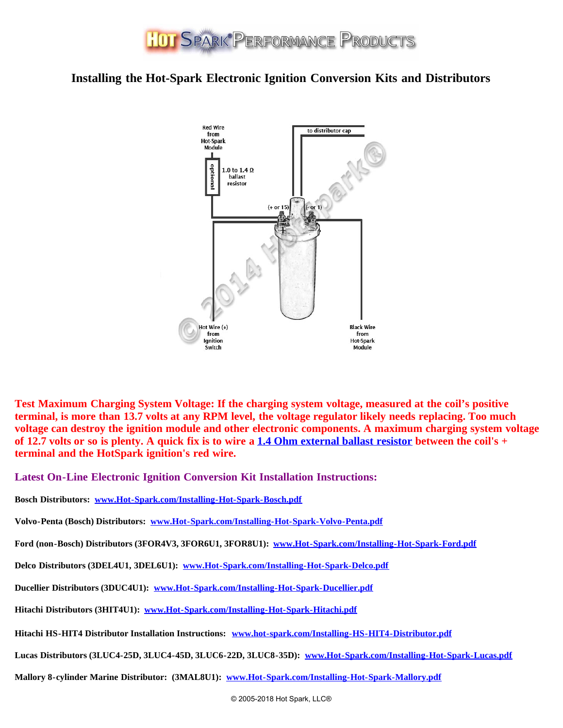# Installing the Hot-Spark Electronic Ignition Conversion Kits and Distributors

Red Wire from Hot-Spark Module

optional

1.0 to 1.4 Ω ballast resistor

to distributor cap

(+ or 15)

(- or 1)

Hot Wire (+) from Ignition Switch

Black Wire from Hot-Spark Module

**Test Maximum Charging System Voltage: If the charging system voltage, measured at the coil's positive terminal, is more than 13.7 volts at any RPM level, the voltage regulator likely needs replacing. Too much voltage can destroy the ignition module and other electronic components. A maximum charging system voltage of 12.7 volts or so is plenty. A quick fix is to wire a [1.4 Ohm external ballast resistor] between the coil's + terminal and the HotSpark ignition's red wire.**

## Latest On-Line Electronic Ignition Conversion Kit Installation Instructions:

**Bosch Distributors:** www.Hot-Spark.com/Installing-Hot-Spark-Bosch.pdf

**Volvo-Penta (Bosch) Distributors:** www.Hot-Spark.com/Installing-Hot-Spark-Volvo-Penta.pdf

**Ford (non-Bosch) Distributors (3FOR4V3, 3FOR6U1, 3FOR8U1):** www.Hot-Spark.com/Installing-Hot-Spark-Ford.pdf

**Delco Distributors (3DEL4U1, 3DEL6U1):** www.Hot-Spark.com/Installing-Hot-Spark-Delco.pdf

**Ducellier Distributors (3DUC4U1):** www.Hot-Spark.com/Installing-Hot-Spark-Ducellier.pdf

**Hitachi Distributors (3HIT4U1):** www.Hot-Spark.com/Installing-Hot-Spark-Hitachi.pdf

**Hitachi HS-HIT4 Distributor Installation Instructions:** www.hot-spark.com/Installing-HS-HIT4-Distributor.pdf

**Lucas Distributors (3LUC4-25D, 3LUC4-45D, 3LUC6-22D, 3LUC8-35D):** www.Hot-Spark.com/Installing-Hot-Spark-Lucas.pdf

**Mallory 8-cylinder Marine Distributor: (3MAL8U1):** www.Hot-Spark.com/Installing-Hot-Spark-Mallory.pdf

© 2005-2018 Hot Spark, LLC®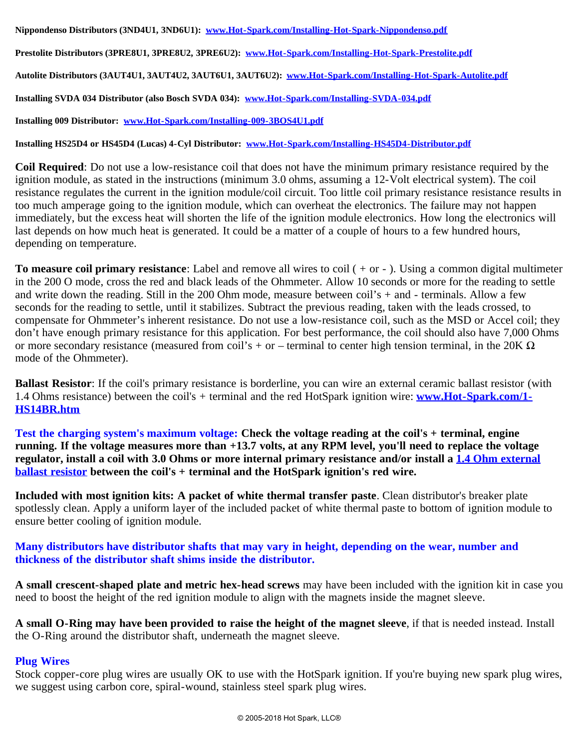**Nippondenso Distributors (3ND4U1, 3ND6U1):** [www.Hot-Spark.com/Installing-Hot-Spark-Nippondenso.pdf](www.Hot-Spark.com/Installing-Hot-Spark-Nippondenso.pdf)

**Prestolite Distributors (3PRE8U1, 3PRE8U2, 3PRE6U2):** [www.Hot-Spark.com/Installing-Hot-Spark-Prestolite.pdf](www.Hot-Spark.com/Installing-Hot-Spark-Prestolite.pdf)

**Autolite Distributors (3AUT4U1, 3AUT4U2, 3AUT6U1, 3AUT6U2):** [www.Hot-Spark.com/Installing-Hot-Spark-Autolite.pdf](www.Hot-Spark.com/Installing-Hot-Spark-Autolite.pdf)

**Installing SVDA 034 Distributor (also Bosch SVDA 034):** [www.Hot-Spark.com/Installing-SVDA-034.pdf](www.Hot-Spark.com/Installing-SVDA-034.pdf)

**Installing 009 Distributor:** [www.Hot-Spark.com/Installing-009-3BOS4U1.pdf](www.Hot-Spark.com/Installing-009-3BOS4U1.pdf)

**Installing HS25D4 or HS45D4 (Lucas) 4-Cyl Distributor:** [www.Hot-Spark.com/Installing-HS45D4-Distributor.pdf](www.Hot-Spark.com/Installing-HS45D4-Distributor.pdf)

**Coil Required**: Do not use a low-resistance coil that does not have the minimum primary resistance required by the ignition module, as stated in the instructions (minimum 3.0 ohms, assuming a 12-Volt electrical system). The coil resistance regulates the current in the ignition module/coil circuit. Too little coil primary resistance resistance results in too much amperage going to the ignition module, which can overheat the electronics. The failure may not happen immediately, but the excess heat will shorten the life of the ignition module electronics. How long the electronics will last depends on how much heat is generated. It could be a matter of a couple of hours to a few hundred hours, depending on temperature.

**To measure coil primary resistance**: Label and remove all wires to coil ( + or - ). Using a common digital multimeter in the 200 O mode, cross the red and black leads of the Ohmmeter. Allow 10 seconds or more for the reading to settle and write down the reading. Still in the 200 Ohm mode, measure between coil's + and - terminals. Allow a few seconds for the reading to settle, until it stabilizes. Subtract the previous reading, taken with the leads crossed, to compensate for Ohmmeter's inherent resistance. Do not use a low-resistance coil, such as the MSD or Accel coil; they don't have enough primary resistance for this application. For best performance, the coil should also have 7,000 Ohms or more secondary resistance (measured from coil's + or – terminal to center high tension terminal, in the 20K Ω mode of the Ohmmeter).

**Ballast Resistor**: If the coil's primary resistance is borderline, you can wire an external ceramic ballast resistor (with 1.4 Ohms resistance) between the coil's + terminal and the red HotSpark ignition wire: [**www.Hot-Spark.com/1-HS14BR.htm**](www.Hot-Spark.com/1-HS14BR.htm)

**Test the charging system's maximum voltage: Check the voltage reading at the coil's + terminal, engine running. If the voltage measures more than +13.7 volts, at any RPM level, you'll need to replace the voltage regulator, install a coil with 3.0 Ohms or more internal primary resistance and/or install a 1.4 Ohm external ballast resistor between the coil's + terminal and the HotSpark ignition's red wire.**

**Included with most ignition kits: A packet of white thermal transfer paste**. Clean distributor's breaker plate spotlessly clean. Apply a uniform layer of the included packet of white thermal paste to bottom of ignition module to ensure better cooling of ignition module.

**Many distributors have distributor shafts that may vary in height, depending on the wear, number and thickness of the distributor shaft shims inside the distributor.**

**A small crescent-shaped plate and metric hex-head screws** may have been included with the ignition kit in case you need to boost the height of the red ignition module to align with the magnets inside the magnet sleeve.

**A small O-Ring may have been provided to raise the height of the magnet sleeve**, if that is needed instead. Install the O-Ring around the distributor shaft, underneath the magnet sleeve.

### Plug Wires

Stock copper-core plug wires are usually OK to use with the HotSpark ignition. If you're buying new spark plug wires, we suggest using carbon core, spiral-wound, stainless steel spark plug wires.

© 2005-2018 Hot Spark, LLC®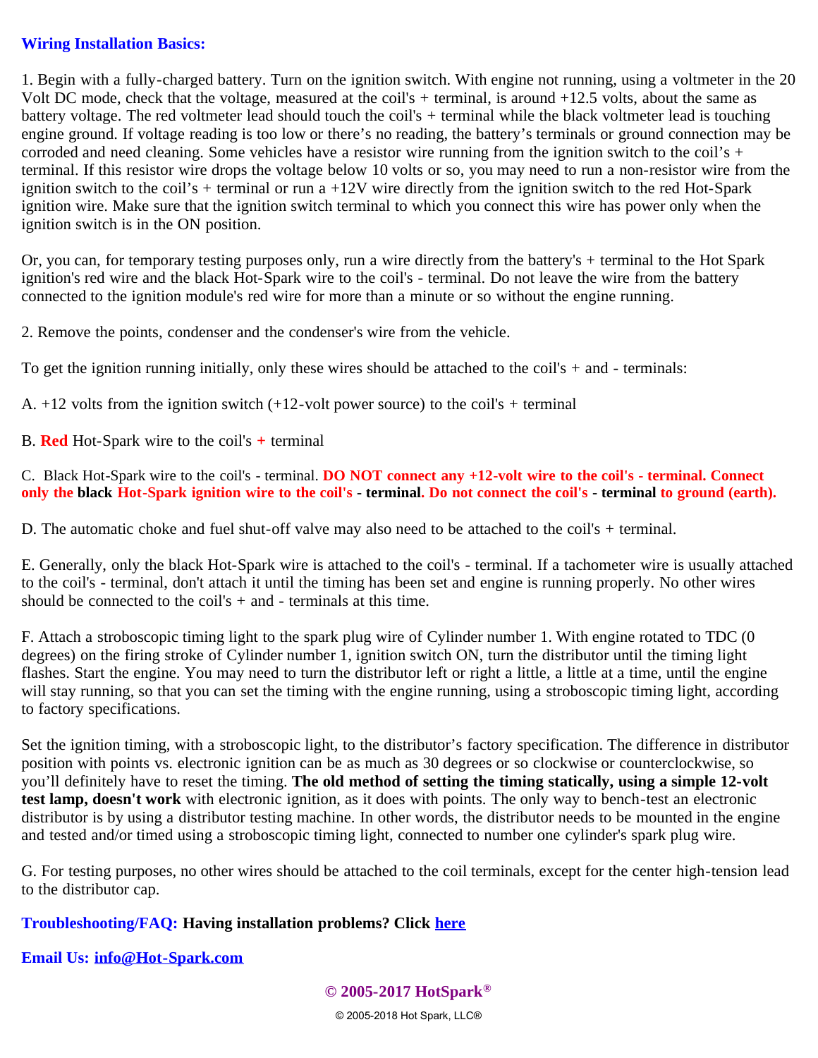## Wiring Installation Basics:

1. Begin with a fully-charged battery. Turn on the ignition switch. With engine not running, using a voltmeter in the 20 Volt DC mode, check that the voltage, measured at the coil's + terminal, is around +12.5 volts, about the same as battery voltage. The red voltmeter lead should touch the coil's + terminal while the black voltmeter lead is touching engine ground. If voltage reading is too low or there's no reading, the battery's terminals or ground connection may be corroded and need cleaning. Some vehicles have a resistor wire running from the ignition switch to the coil's + terminal. If this resistor wire drops the voltage below 10 volts or so, you may need to run a non-resistor wire from the ignition switch to the coil's + terminal or run a +12V wire directly from the ignition switch to the red Hot-Spark ignition wire. Make sure that the ignition switch terminal to which you connect this wire has power only when the ignition switch is in the ON position.

Or, you can, for temporary testing purposes only, run a wire directly from the battery's + terminal to the Hot Spark ignition's red wire and the black Hot-Spark wire to the coil's - terminal. Do not leave the wire from the battery connected to the ignition module's red wire for more than a minute or so without the engine running.

2. Remove the points, condenser and the condenser's wire from the vehicle.

To get the ignition running initially, only these wires should be attached to the coil's + and - terminals:

A. +12 volts from the ignition switch (+12-volt power source) to the coil's + terminal

B. **Red** Hot-Spark wire to the coil's **+** terminal

C. Black Hot-Spark wire to the coil's - terminal. **DO NOT connect any +12-volt wire to the coil's - terminal. Connect only the black Hot-Spark ignition wire to the coil's - terminal. Do not connect the coil's - terminal to ground (earth).**

D. The automatic choke and fuel shut-off valve may also need to be attached to the coil's + terminal.

E. Generally, only the black Hot-Spark wire is attached to the coil's - terminal. If a tachometer wire is usually attached to the coil's - terminal, don't attach it until the timing has been set and engine is running properly. No other wires should be connected to the coil's + and - terminals at this time.

F. Attach a stroboscopic timing light to the spark plug wire of Cylinder number 1. With engine rotated to TDC (0 degrees) on the firing stroke of Cylinder number 1, ignition switch ON, turn the distributor until the timing light flashes. Start the engine. You may need to turn the distributor left or right a little, a little at a time, until the engine will stay running, so that you can set the timing with the engine running, using a stroboscopic timing light, according to factory specifications.

Set the ignition timing, with a stroboscopic light, to the distributor's factory specification. The difference in distributor position with points vs. electronic ignition can be as much as 30 degrees or so clockwise or counterclockwise, so you'll definitely have to reset the timing. **The old method of setting the timing statically, using a simple 12-volt test lamp, doesn't work** with electronic ignition, as it does with points. The only way to bench-test an electronic distributor is by using a distributor testing machine. In other words, the distributor needs to be mounted in the engine and tested and/or timed using a stroboscopic timing light, connected to number one cylinder's spark plug wire.

G. For testing purposes, no other wires should be attached to the coil terminals, except for the center high-tension lead to the distributor cap.

**Troubleshooting/FAQ: Having installation problems? Click here**

**Email Us: info@Hot-Spark.com**

**© 2005-2017 HotSpark®**

© 2005-2018 Hot Spark, LLC®